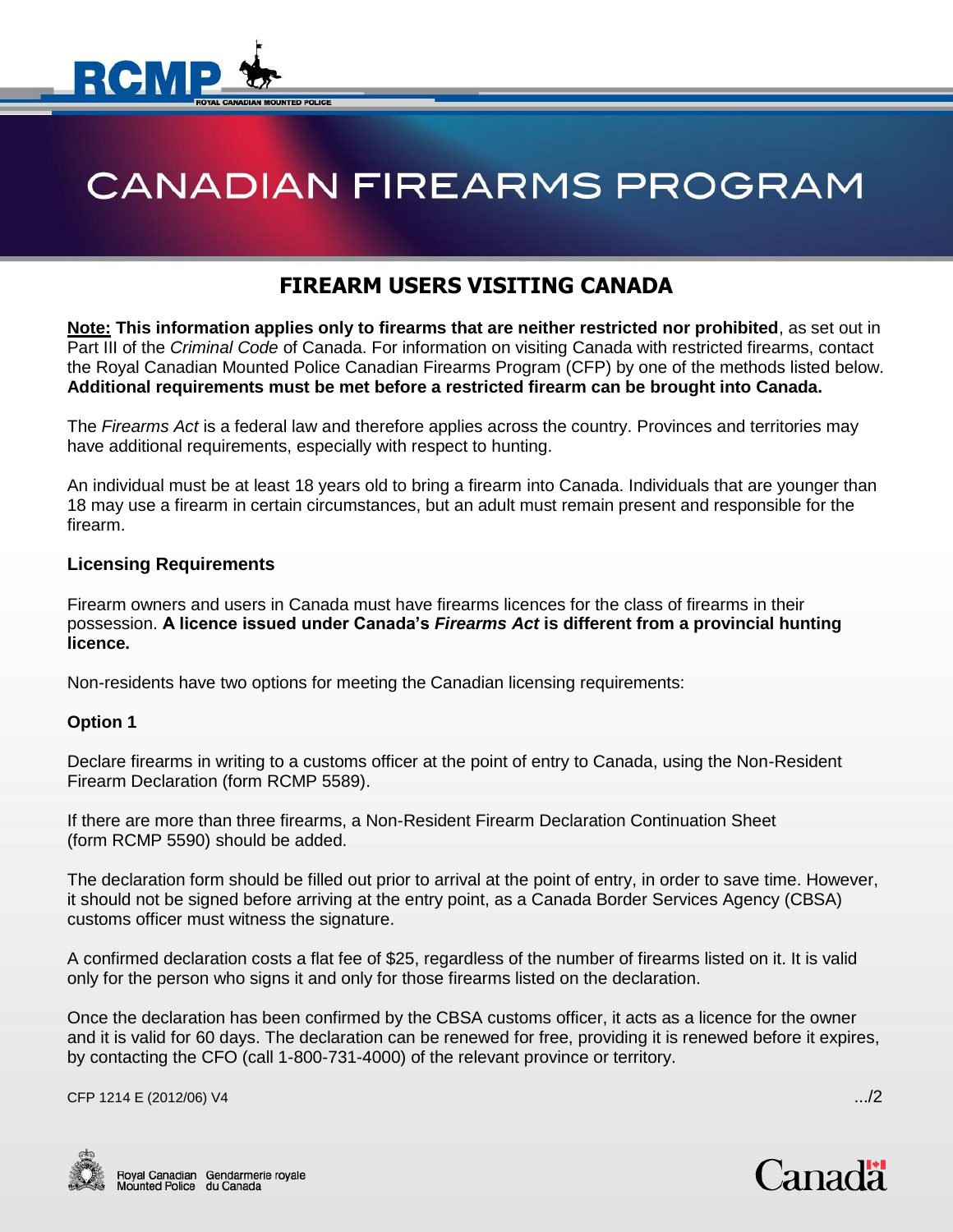# CANADIAN FIREARMS PROGRAM

## FIREARM USERS VISITING CANADA

**Note: This information applies only to firearms that are neither restricted nor prohibited**, as set out in Part III of the *Criminal Code* of Canada. For information on visiting Canada with restricted firearms, contact the Royal Canadian Mounted Police Canadian Firearms Program (CFP) by one of the methods listed below. **Additional requirements must be met before a restricted firearm can be brought into Canada.**

The *Firearms Act* is a federal law and therefore applies across the country. Provinces and territories may have additional requirements, especially with respect to hunting.

An individual must be at least 18 years old to bring a firearm into Canada. Individuals that are younger than 18 may use a firearm in certain circumstances, but an adult must remain present and responsible for the firearm.

### Licensing Requirements

Firearm owners and users in Canada must have firearms licences for the class of firearms in their possession. **A licence issued under Canada's *Firearms Act* is different from a provincial hunting licence.**

Non-residents have two options for meeting the Canadian licensing requirements:

### Option 1

Declare firearms in writing to a customs officer at the point of entry to Canada, using the Non-Resident Firearm Declaration (form RCMP 5589).

If there are more than three firearms, a Non-Resident Firearm Declaration Continuation Sheet (form RCMP 5590) should be added.

The declaration form should be filled out prior to arrival at the point of entry, in order to save time. However, it should not be signed before arriving at the entry point, as a Canada Border Services Agency (CBSA) customs officer must witness the signature.

A confirmed declaration costs a flat fee of $25, regardless of the number of firearms listed on it. It is valid only for the person who signs it and only for those firearms listed on the declaration.

Once the declaration has been confirmed by the CBSA customs officer, it acts as a licence for the owner and it is valid for 60 days. The declaration can be renewed for free, providing it is renewed before it expires, by contacting the CFO (call 1-800-731-4000) of the relevant province or territory.

CFP 1214 E (2012/06) V4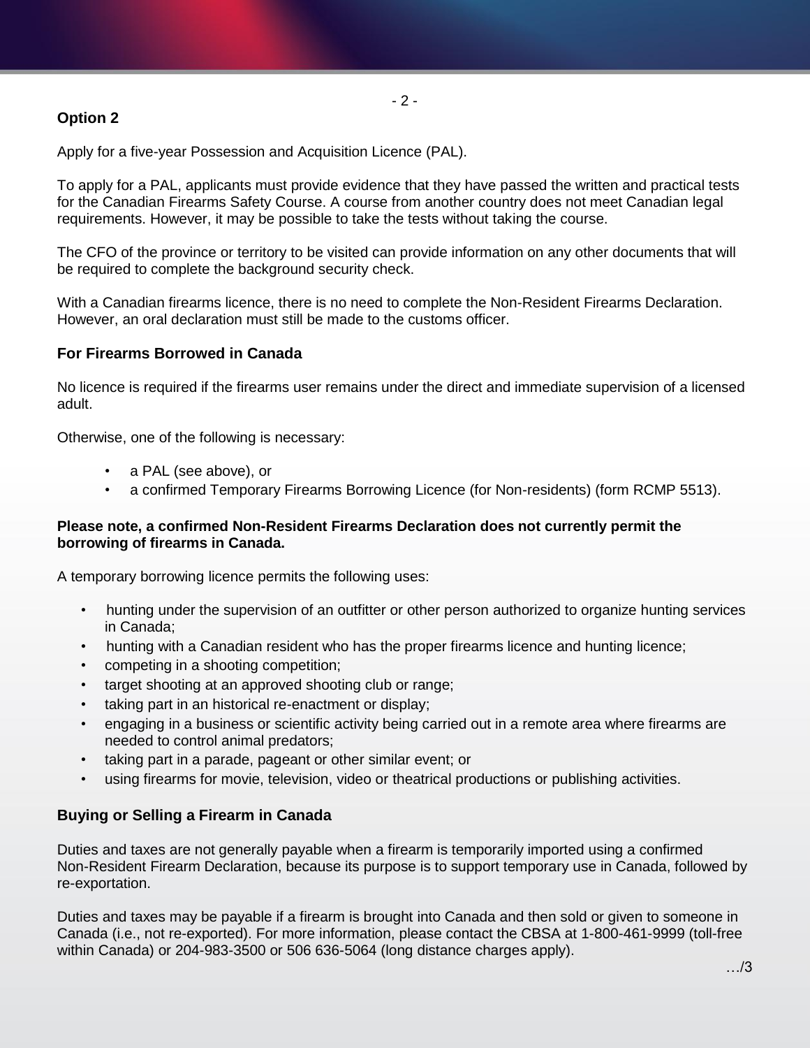**Option 2**

Apply for a five-year Possession and Acquisition Licence (PAL).

To apply for a PAL, applicants must provide evidence that they have passed the written and practical tests for the Canadian Firearms Safety Course. A course from another country does not meet Canadian legal requirements. However, it may be possible to take the tests without taking the course.

The CFO of the province or territory to be visited can provide information on any other documents that will be required to complete the background security check.

With a Canadian firearms licence, there is no need to complete the Non-Resident Firearms Declaration. However, an oral declaration must still be made to the customs officer.

## For Firearms Borrowed in Canada

No licence is required if the firearms user remains under the direct and immediate supervision of a licensed adult.

Otherwise, one of the following is necessary:

- a PAL (see above), or
- a confirmed Temporary Firearms Borrowing Licence (for Non-residents) (form RCMP 5513).

**Please note, a confirmed Non-Resident Firearms Declaration does not currently permit the borrowing of firearms in Canada.**

A temporary borrowing licence permits the following uses:

- hunting under the supervision of an outfitter or other person authorized to organize hunting services in Canada;
- hunting with a Canadian resident who has the proper firearms licence and hunting licence;
- competing in a shooting competition;
- target shooting at an approved shooting club or range;
- taking part in an historical re-enactment or display;
- engaging in a business or scientific activity being carried out in a remote area where firearms are needed to control animal predators;
- taking part in a parade, pageant or other similar event; or
- using firearms for movie, television, video or theatrical productions or publishing activities.

## Buying or Selling a Firearm in Canada

Duties and taxes are not generally payable when a firearm is temporarily imported using a confirmed Non-Resident Firearm Declaration, because its purpose is to support temporary use in Canada, followed by re-exportation.

Duties and taxes may be payable if a firearm is brought into Canada and then sold or given to someone in Canada (i.e., not re-exported). For more information, please contact the CBSA at 1-800-461-9999 (toll-free within Canada) or 204-983-3500 or 506 636-5064 (long distance charges apply).

…/3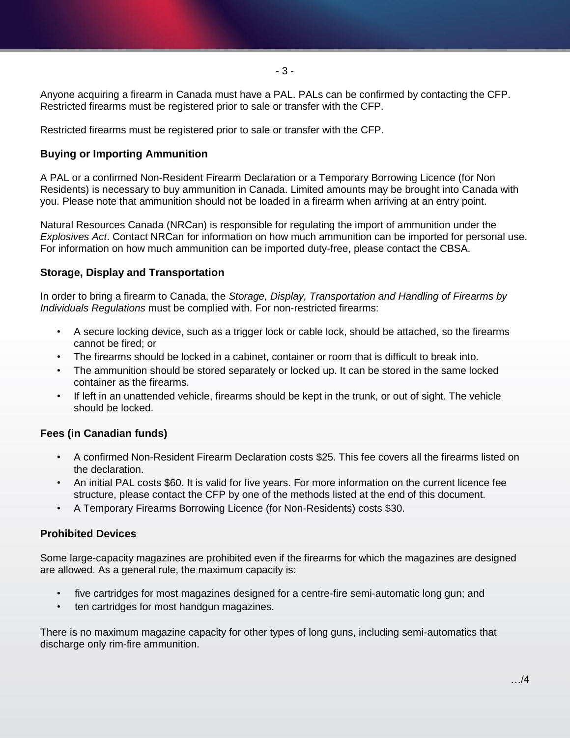Anyone acquiring a firearm in Canada must have a PAL. PALs can be confirmed by contacting the CFP. Restricted firearms must be registered prior to sale or transfer with the CFP.

Restricted firearms must be registered prior to sale or transfer with the CFP.

### Buying or Importing Ammunition

A PAL or a confirmed Non-Resident Firearm Declaration or a Temporary Borrowing Licence (for Non Residents) is necessary to buy ammunition in Canada. Limited amounts may be brought into Canada with you. Please note that ammunition should not be loaded in a firearm when arriving at an entry point.

Natural Resources Canada (NRCan) is responsible for regulating the import of ammunition under the *Explosives Act*. Contact NRCan for information on how much ammunition can be imported for personal use. For information on how much ammunition can be imported duty-free, please contact the CBSA.

### Storage, Display and Transportation

In order to bring a firearm to Canada, the *Storage, Display, Transportation and Handling of Firearms by Individuals Regulations* must be complied with. For non-restricted firearms:

- A secure locking device, such as a trigger lock or cable lock, should be attached, so the firearms cannot be fired; or
- The firearms should be locked in a cabinet, container or room that is difficult to break into.
- The ammunition should be stored separately or locked up. It can be stored in the same locked container as the firearms.
- If left in an unattended vehicle, firearms should be kept in the trunk, or out of sight. The vehicle should be locked.

### Fees (in Canadian funds)

- A confirmed Non-Resident Firearm Declaration costs $25. This fee covers all the firearms listed on the declaration.
- An initial PAL costs $60. It is valid for five years. For more information on the current licence fee structure, please contact the CFP by one of the methods listed at the end of this document.
- A Temporary Firearms Borrowing Licence (for Non-Residents) costs $30.

### Prohibited Devices

Some large-capacity magazines are prohibited even if the firearms for which the magazines are designed are allowed. As a general rule, the maximum capacity is:

- five cartridges for most magazines designed for a centre-fire semi-automatic long gun; and
- ten cartridges for most handgun magazines.

There is no maximum magazine capacity for other types of long guns, including semi-automatics that discharge only rim-fire ammunition.

…/4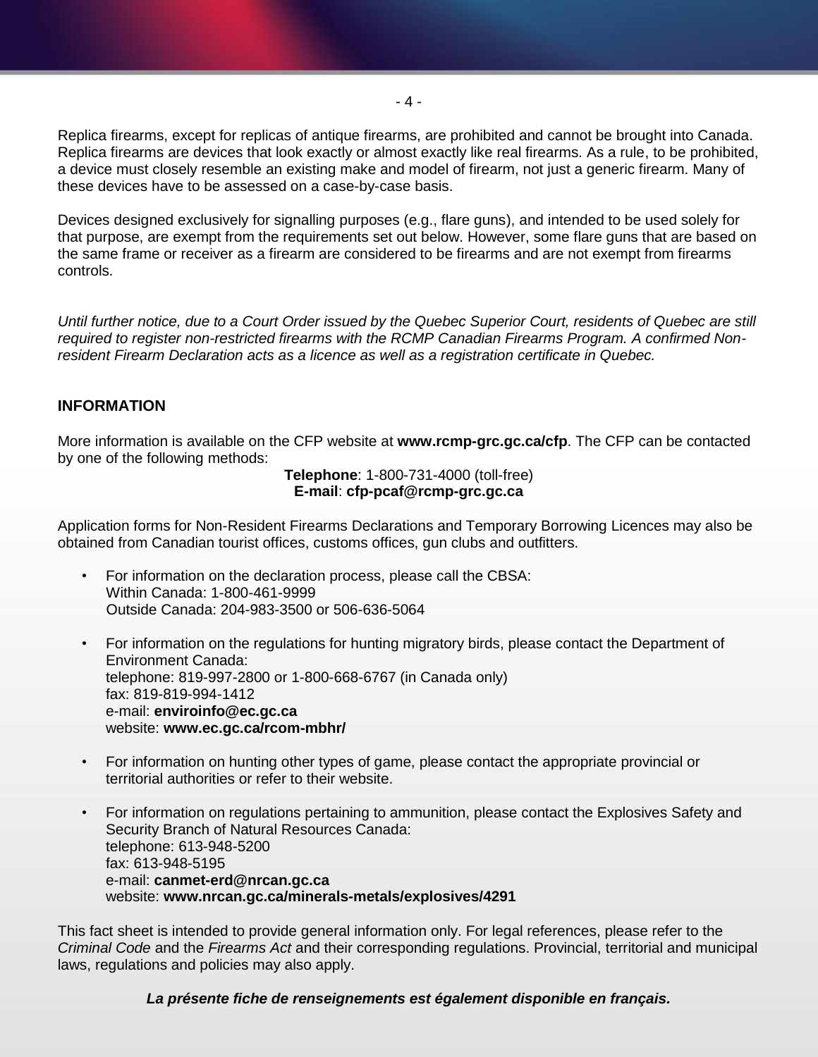Replica firearms, except for replicas of antique firearms, are prohibited and cannot be brought into Canada. Replica firearms are devices that look exactly or almost exactly like real firearms. As a rule, to be prohibited, a device must closely resemble an existing make and model of firearm, not just a generic firearm. Many of these devices have to be assessed on a case-by-case basis.

Devices designed exclusively for signalling purposes (e.g., flare guns), and intended to be used solely for that purpose, are exempt from the requirements set out below. However, some flare guns that are based on the same frame or receiver as a firearm are considered to be firearms and are not exempt from firearms controls.

*Until further notice, due to a Court Order issued by the Quebec Superior Court, residents of Quebec are still required to register non-restricted firearms with the RCMP Canadian Firearms Program. A confirmed Non-resident Firearm Declaration acts as a licence as well as a registration certificate in Quebec.*

## INFORMATION

More information is available on the CFP website at **www.rcmp-grc.gc.ca/cfp**. The CFP can be contacted by one of the following methods:

**Telephone**: 1-800-731-4000 (toll-free)
**E-mail**: **cfp-pcaf@rcmp-grc.gc.ca**

Application forms for Non-Resident Firearms Declarations and Temporary Borrowing Licences may also be obtained from Canadian tourist offices, customs offices, gun clubs and outfitters.

- For information on the declaration process, please call the CBSA:
  Within Canada: 1-800-461-9999
  Outside Canada: 204-983-3500 or 506-636-5064

- For information on the regulations for hunting migratory birds, please contact the Department of Environment Canada:
  telephone: 819-997-2800 or 1-800-668-6767 (in Canada only)
  fax: 819-819-994-1412
  e-mail: **enviroinfo@ec.gc.ca**
  website: **www.ec.gc.ca/rcom-mbhr/**

- For information on hunting other types of game, please contact the appropriate provincial or territorial authorities or refer to their website.

- For information on regulations pertaining to ammunition, please contact the Explosives Safety and Security Branch of Natural Resources Canada:
  telephone: 613-948-5200
  fax: 613-948-5195
  e-mail: **canmet-erd@nrcan.gc.ca**
  website: **www.nrcan.gc.ca/minerals-metals/explosives/4291**

This fact sheet is intended to provide general information only. For legal references, please refer to the *Criminal Code* and the *Firearms Act* and their corresponding regulations. Provincial, territorial and municipal laws, regulations and policies may also apply.

***La présente fiche de renseignements est également disponible en français.***